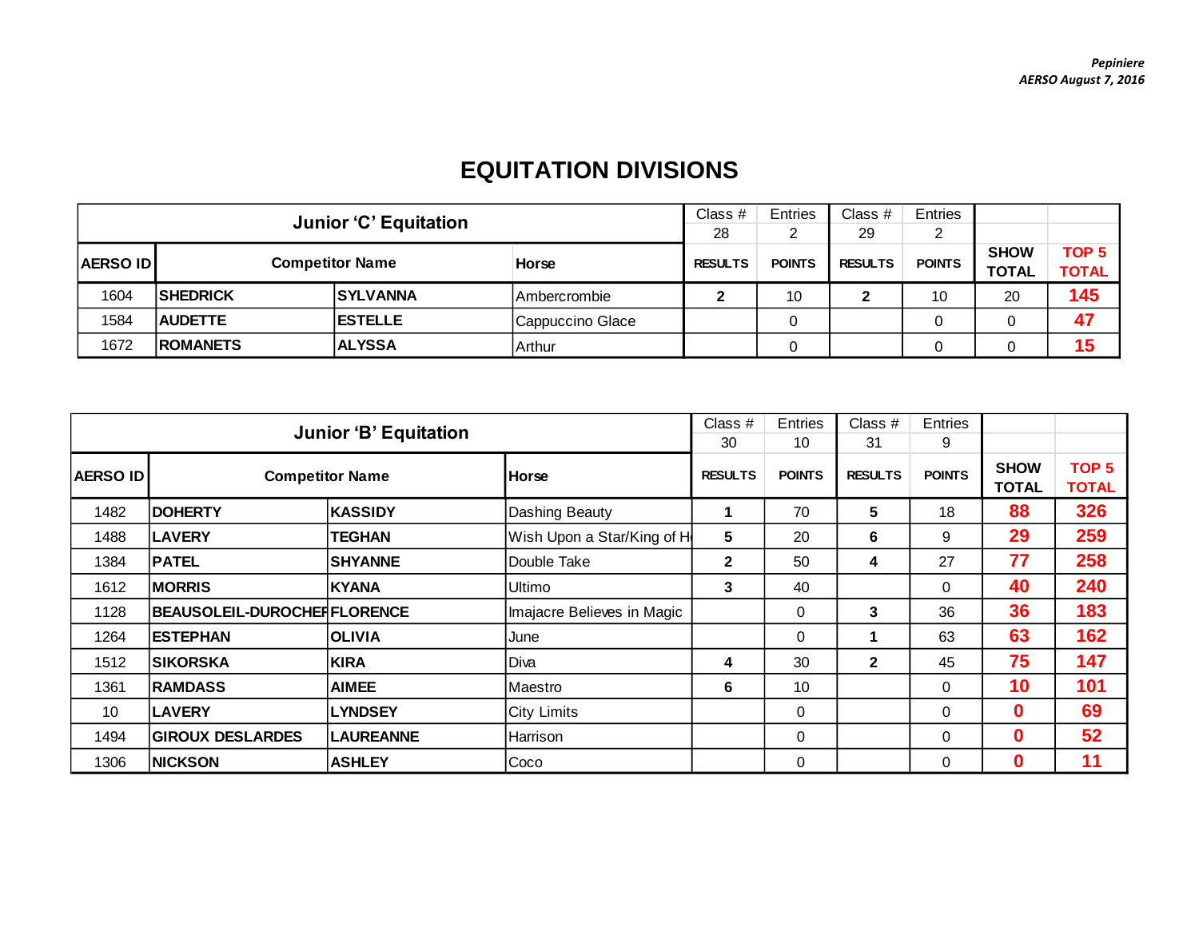*Pepiniere*
*AERSO August 7, 2016*

# EQUITATION DIVISIONS

| Junior 'C' Equitation | | | | Class # 28 | Entries 2 | Class # 29 | Entries 2 | | |
|---|---|---|---|---|---|---|---|---|---|
| AERSO ID | Competitor Name | | Horse | RESULTS | POINTS | RESULTS | POINTS | SHOW TOTAL | TOP 5 TOTAL |
| 1604 | SHEDRICK | SYLVANNA | Ambercrombie | 2 | 10 | 2 | 10 | 20 | 145 |
| 1584 | AUDETTE | ESTELLE | Cappuccino Glace | | 0 | | 0 | 0 | 47 |
| 1672 | ROMANETS | ALYSSA | Arthur | | 0 | | 0 | 0 | 15 |

| Junior 'B' Equitation | | | | Class # 30 | Entries 10 | Class # 31 | Entries 9 | | |
|---|---|---|---|---|---|---|---|---|---|
| AERSO ID | Competitor Name | | Horse | RESULTS | POINTS | RESULTS | POINTS | SHOW TOTAL | TOP 5 TOTAL |
| 1482 | DOHERTY | KASSIDY | Dashing Beauty | 1 | 70 | 5 | 18 | 88 | 326 |
| 1488 | LAVERY | TEGHAN | Wish Upon a Star/King of H | 5 | 20 | 6 | 9 | 29 | 259 |
| 1384 | PATEL | SHYANNE | Double Take | 2 | 50 | 4 | 27 | 77 | 258 |
| 1612 | MORRIS | KYANA | Ultimo | 3 | 40 | | 0 | 40 | 240 |
| 1128 | BEAUSOLEIL-DUROCHER | FLORENCE | Imajacre Believes in Magic | | 0 | 3 | 36 | 36 | 183 |
| 1264 | ESTEPHAN | OLIVIA | June | | 0 | 1 | 63 | 63 | 162 |
| 1512 | SIKORSKA | KIRA | Diva | 4 | 30 | 2 | 45 | 75 | 147 |
| 1361 | RAMDASS | AIMEE | Maestro | 6 | 10 | | 0 | 10 | 101 |
| 10 | LAVERY | LYNDSEY | City Limits | | 0 | | 0 | 0 | 69 |
| 1494 | GIROUX DESLARDES | LAUREANNE | Harrison | | 0 | | 0 | 0 | 52 |
| 1306 | NICKSON | ASHLEY | Coco | | 0 | | 0 | 0 | 11 |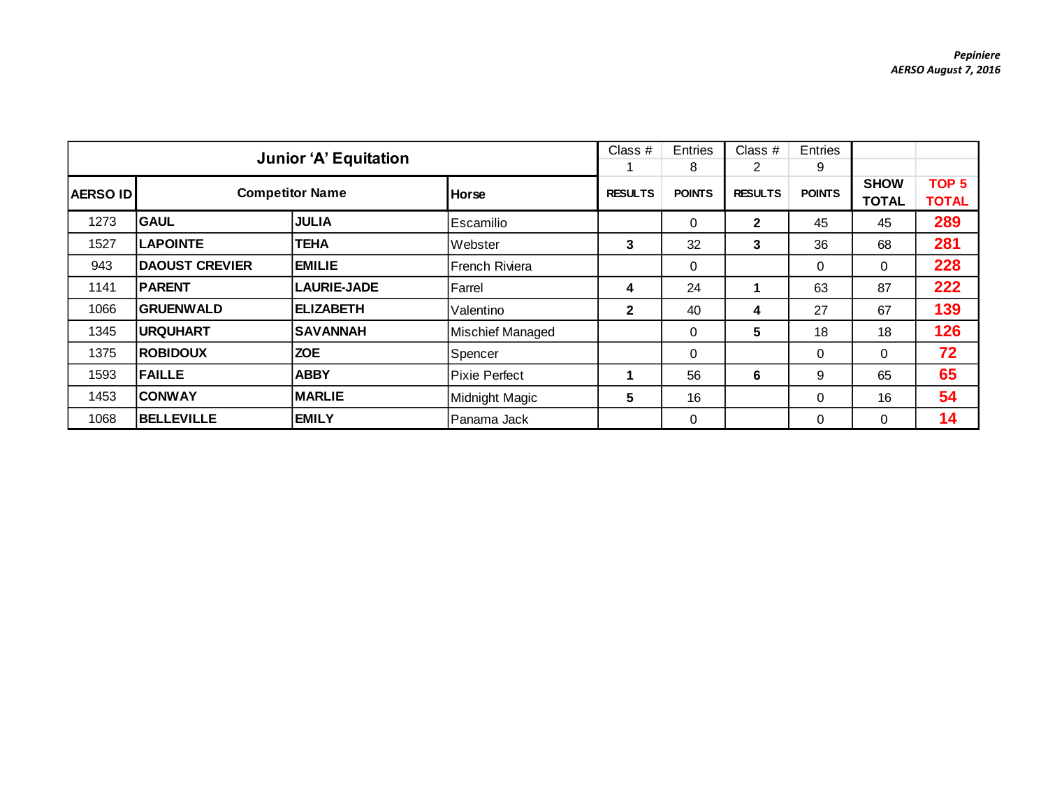*Pepiniere*
*AERSO August 7, 2016*

| Junior 'A' Equitation | | | | Class # 1 | Entries 8 | Class # 2 | Entries 9 | | |
|---|---|---|---|---|---|---|---|---|---|
| **AERSO ID** | **Competitor Name** | | **Horse** | **RESULTS** | **POINTS** | **RESULTS** | **POINTS** | **SHOW TOTAL** | **TOP 5 TOTAL** |
| 1273 | **GAUL** | **JULIA** | Escamilio | | 0 | **2** | 45 | 45 | **289** |
| 1527 | **LAPOINTE** | **TEHA** | Webster | **3** | 32 | **3** | 36 | 68 | **281** |
| 943 | **DAOUST CREVIER** | **EMILIE** | French Riviera | | 0 | | 0 | 0 | **228** |
| 1141 | **PARENT** | **LAURIE-JADE** | Farrel | **4** | 24 | **1** | 63 | 87 | **222** |
| 1066 | **GRUENWALD** | **ELIZABETH** | Valentino | **2** | 40 | **4** | 27 | 67 | **139** |
| 1345 | **URQUHART** | **SAVANNAH** | Mischief Managed | | 0 | **5** | 18 | 18 | **126** |
| 1375 | **ROBIDOUX** | **ZOE** | Spencer | | 0 | | 0 | 0 | **72** |
| 1593 | **FAILLE** | **ABBY** | Pixie Perfect | **1** | 56 | **6** | 9 | 65 | **65** |
| 1453 | **CONWAY** | **MARLIE** | Midnight Magic | **5** | 16 | | 0 | 16 | **54** |
| 1068 | **BELLEVILLE** | **EMILY** | Panama Jack | | 0 | | 0 | 0 | **14** |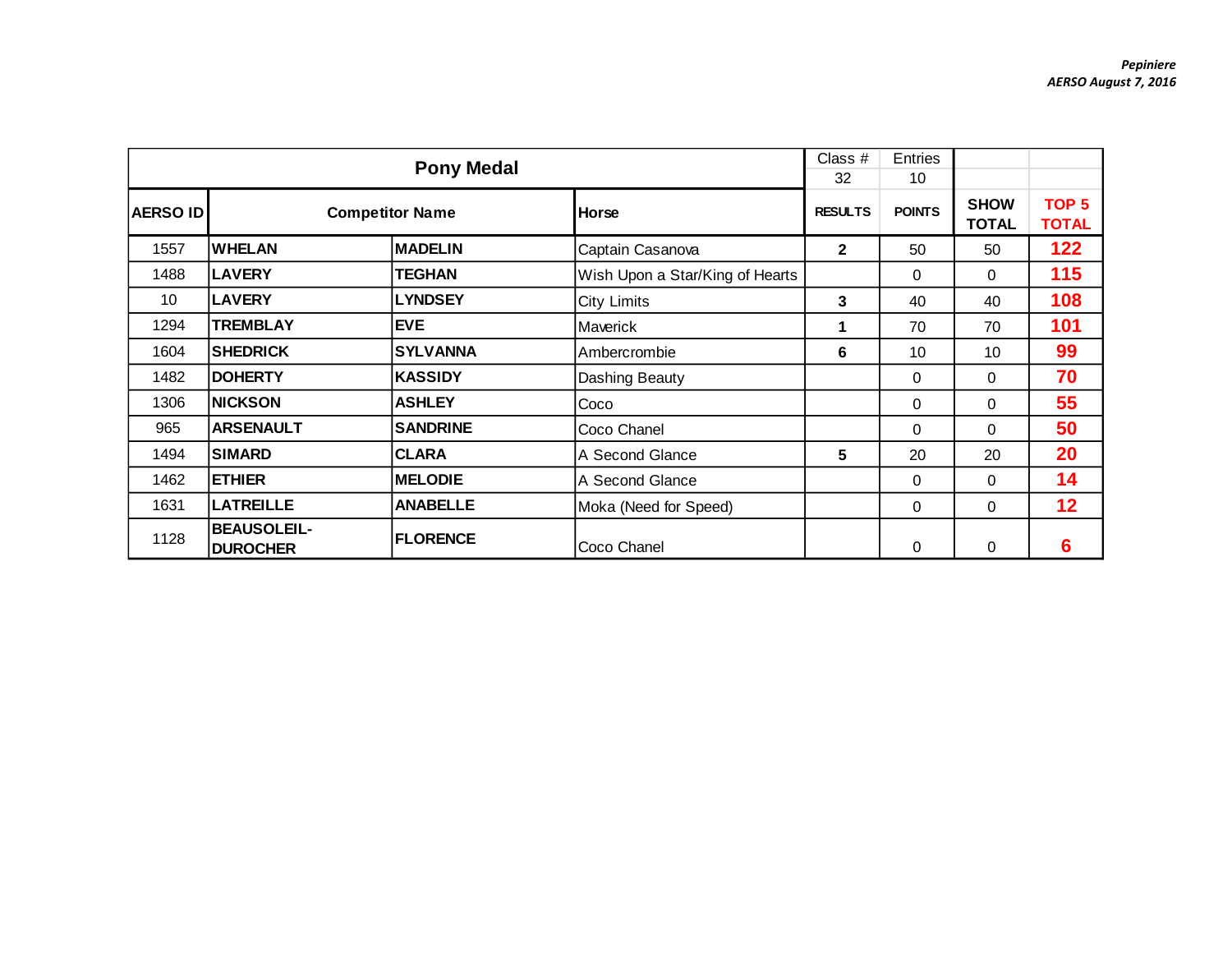*Pepiniere*
*AERSO August 7, 2016*

| Pony Medal | | | | Class # | Entries | | |
|---|---|---|---|---|---|---|---|
| | | | | 32 | 10 | | |
| **AERSO ID** | **Competitor Name** | | **Horse** | **RESULTS** | **POINTS** | **SHOW TOTAL** | **TOP 5 TOTAL** |
| 1557 | **WHELAN** | **MADELIN** | Captain Casanova | **2** | 50 | 50 | **122** |
| 1488 | **LAVERY** | **TEGHAN** | Wish Upon a Star/King of Hearts | | 0 | 0 | **115** |
| 10 | **LAVERY** | **LYNDSEY** | City Limits | **3** | 40 | 40 | **108** |
| 1294 | **TREMBLAY** | **EVE** | Maverick | **1** | 70 | 70 | **101** |
| 1604 | **SHEDRICK** | **SYLVANNA** | Ambercrombie | **6** | 10 | 10 | **99** |
| 1482 | **DOHERTY** | **KASSIDY** | Dashing Beauty | | 0 | 0 | **70** |
| 1306 | **NICKSON** | **ASHLEY** | Coco | | 0 | 0 | **55** |
| 965 | **ARSENAULT** | **SANDRINE** | Coco Chanel | | 0 | 0 | **50** |
| 1494 | **SIMARD** | **CLARA** | A Second Glance | **5** | 20 | 20 | **20** |
| 1462 | **ETHIER** | **MELODIE** | A Second Glance | | 0 | 0 | **14** |
| 1631 | **LATREILLE** | **ANABELLE** | Moka (Need for Speed) | | 0 | 0 | **12** |
| 1128 | **BEAUSOLEIL-DUROCHER** | **FLORENCE** | Coco Chanel | | 0 | 0 | **6** |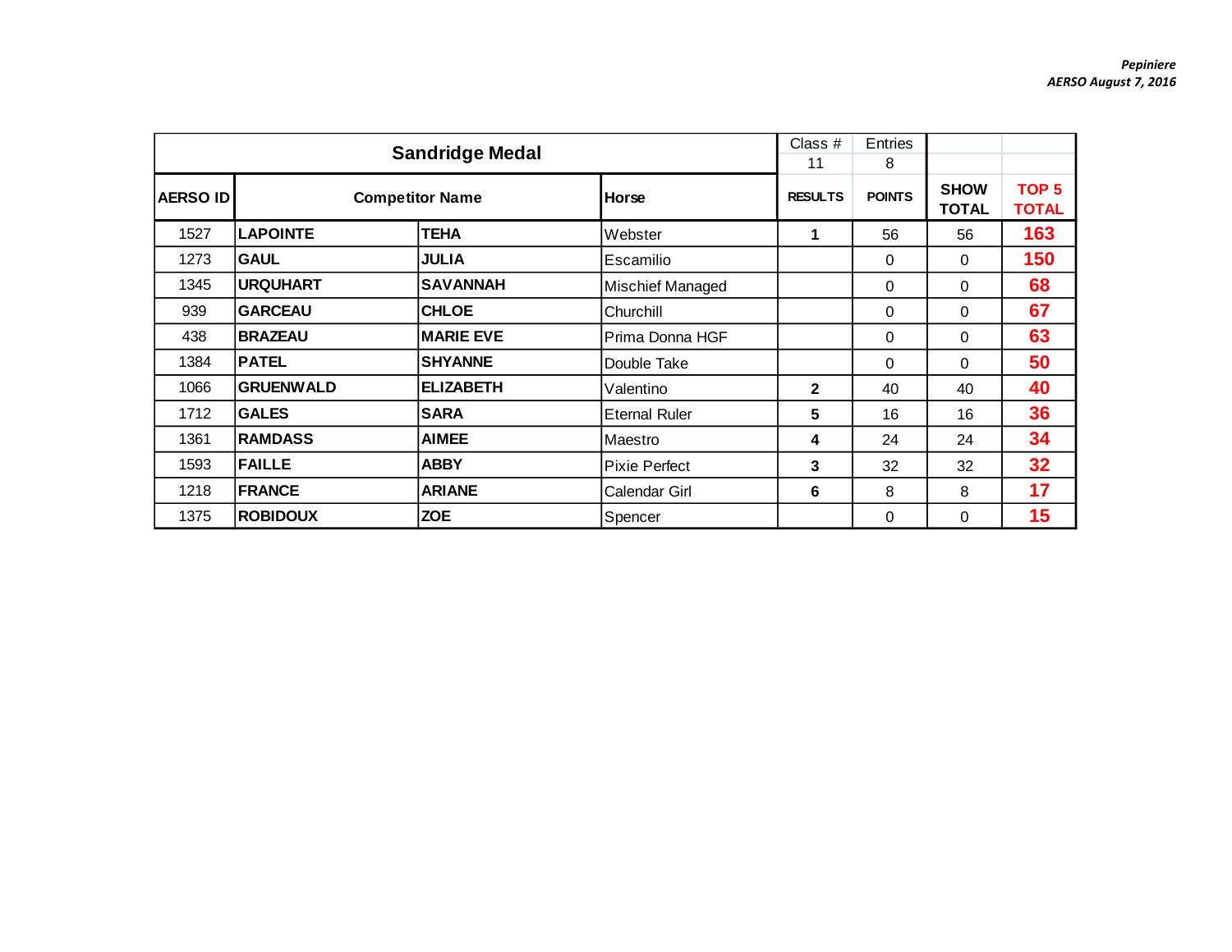*Pepiniere*
*AERSO August 7, 2016*

| Sandridge Medal | | | | Class # | Entries | | |
|---|---|---|---|---|---|---|---|
| | | | | 11 | 8 | | |
| **AERSO ID** | **Competitor Name** | | **Horse** | **RESULTS** | **POINTS** | **SHOW TOTAL** | **TOP 5 TOTAL** |
| 1527 | **LAPOINTE** | **TEHA** | Webster | **1** | 56 | 56 | **163** |
| 1273 | **GAUL** | **JULIA** | Escamilio | | 0 | 0 | **150** |
| 1345 | **URQUHART** | **SAVANNAH** | Mischief Managed | | 0 | 0 | **68** |
| 939 | **GARCEAU** | **CHLOE** | Churchill | | 0 | 0 | **67** |
| 438 | **BRAZEAU** | **MARIE EVE** | Prima Donna HGF | | 0 | 0 | **63** |
| 1384 | **PATEL** | **SHYANNE** | Double Take | | 0 | 0 | **50** |
| 1066 | **GRUENWALD** | **ELIZABETH** | Valentino | **2** | 40 | 40 | **40** |
| 1712 | **GALES** | **SARA** | Eternal Ruler | **5** | 16 | 16 | **36** |
| 1361 | **RAMDASS** | **AIMEE** | Maestro | **4** | 24 | 24 | **34** |
| 1593 | **FAILLE** | **ABBY** | Pixie Perfect | **3** | 32 | 32 | **32** |
| 1218 | **FRANCE** | **ARIANE** | Calendar Girl | **6** | 8 | 8 | **17** |
| 1375 | **ROBIDOUX** | **ZOE** | Spencer | | 0 | 0 | **15** |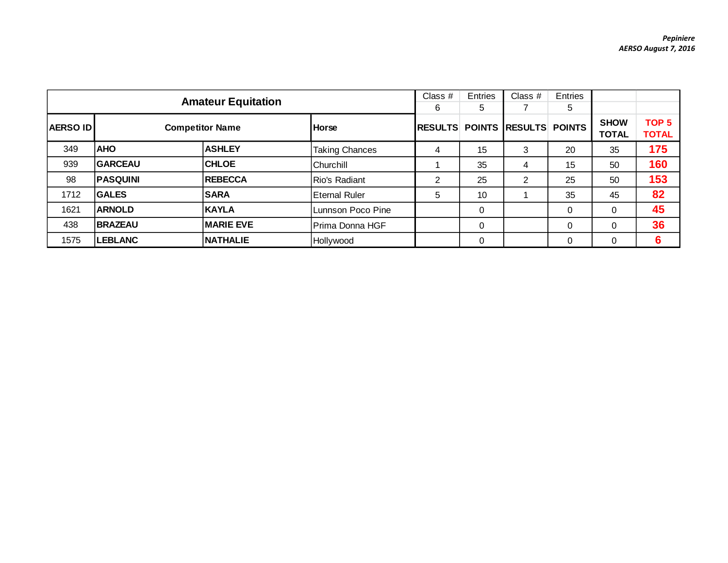*Pepiniere*
*AERSO August 7, 2016*

| Amateur Equitation | | | | Class # 6 | Entries 5 | Class # 7 | Entries 5 | | |
|---|---|---|---|---|---|---|---|---|---|
| AERSO ID | Competitor Name | | Horse | RESULTS | POINTS | RESULTS | POINTS | SHOW TOTAL | TOP 5 TOTAL |
| 349 | AHO | ASHLEY | Taking Chances | 4 | 15 | 3 | 20 | 35 | 175 |
| 939 | GARCEAU | CHLOE | Churchill | 1 | 35 | 4 | 15 | 50 | 160 |
| 98 | PASQUINI | REBECCA | Rio's Radiant | 2 | 25 | 2 | 25 | 50 | 153 |
| 1712 | GALES | SARA | Eternal Ruler | 5 | 10 | 1 | 35 | 45 | 82 |
| 1621 | ARNOLD | KAYLA | Lunnson Poco Pine | | 0 | | 0 | 0 | 45 |
| 438 | BRAZEAU | MARIE EVE | Prima Donna HGF | | 0 | | 0 | 0 | 36 |
| 1575 | LEBLANC | NATHALIE | Hollywood | | 0 | | 0 | 0 | 6 |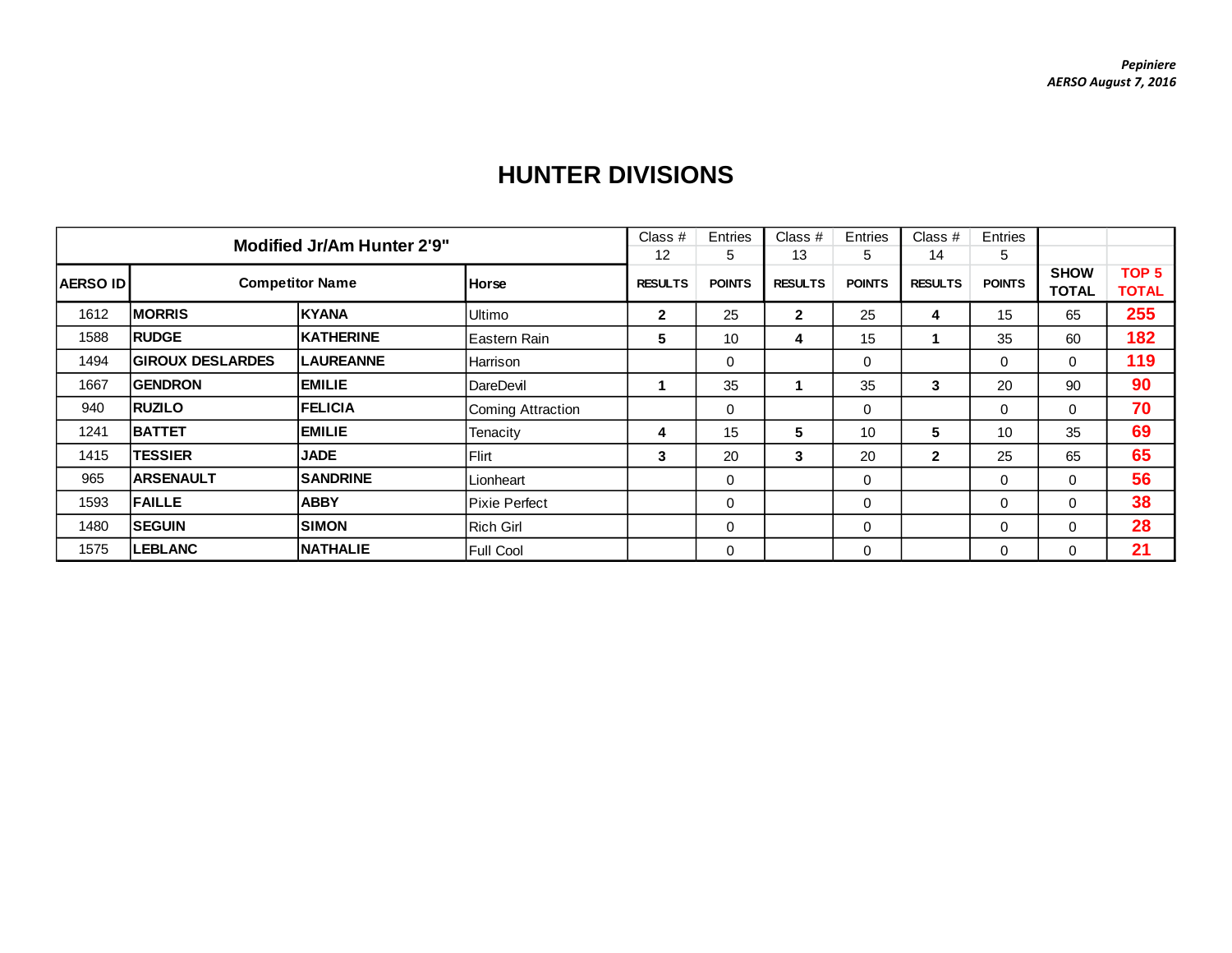*Pepiniere*
*AERSO August 7, 2016*

# HUNTER DIVISIONS

| Modified Jr/Am Hunter 2'9" | | | | Class # 12 | Entries 5 | Class # 13 | Entries 5 | Class # 14 | Entries 5 | | |
|---|---|---|---|---|---|---|---|---|---|---|---|
| AERSO ID | Competitor Name | | Horse | RESULTS | POINTS | RESULTS | POINTS | RESULTS | POINTS | SHOW TOTAL | TOP 5 TOTAL |
| 1612 | MORRIS | KYANA | Ultimo | 2 | 25 | 2 | 25 | 4 | 15 | 65 | 255 |
| 1588 | RUDGE | KATHERINE | Eastern Rain | 5 | 10 | 4 | 15 | 1 | 35 | 60 | 182 |
| 1494 | GIROUX DESLARDES | LAUREANNE | Harrison | | 0 | | 0 | | 0 | 0 | 119 |
| 1667 | GENDRON | EMILIE | DareDevil | 1 | 35 | 1 | 35 | 3 | 20 | 90 | 90 |
| 940 | RUZILO | FELICIA | Coming Attraction | | 0 | | 0 | | 0 | 0 | 70 |
| 1241 | BATTET | EMILIE | Tenacity | 4 | 15 | 5 | 10 | 5 | 10 | 35 | 69 |
| 1415 | TESSIER | JADE | Flirt | 3 | 20 | 3 | 20 | 2 | 25 | 65 | 65 |
| 965 | ARSENAULT | SANDRINE | Lionheart | | 0 | | 0 | | 0 | 0 | 56 |
| 1593 | FAILLE | ABBY | Pixie Perfect | | 0 | | 0 | | 0 | 0 | 38 |
| 1480 | SEGUIN | SIMON | Rich Girl | | 0 | | 0 | | 0 | 0 | 28 |
| 1575 | LEBLANC | NATHALIE | Full Cool | | 0 | | 0 | | 0 | 0 | 21 |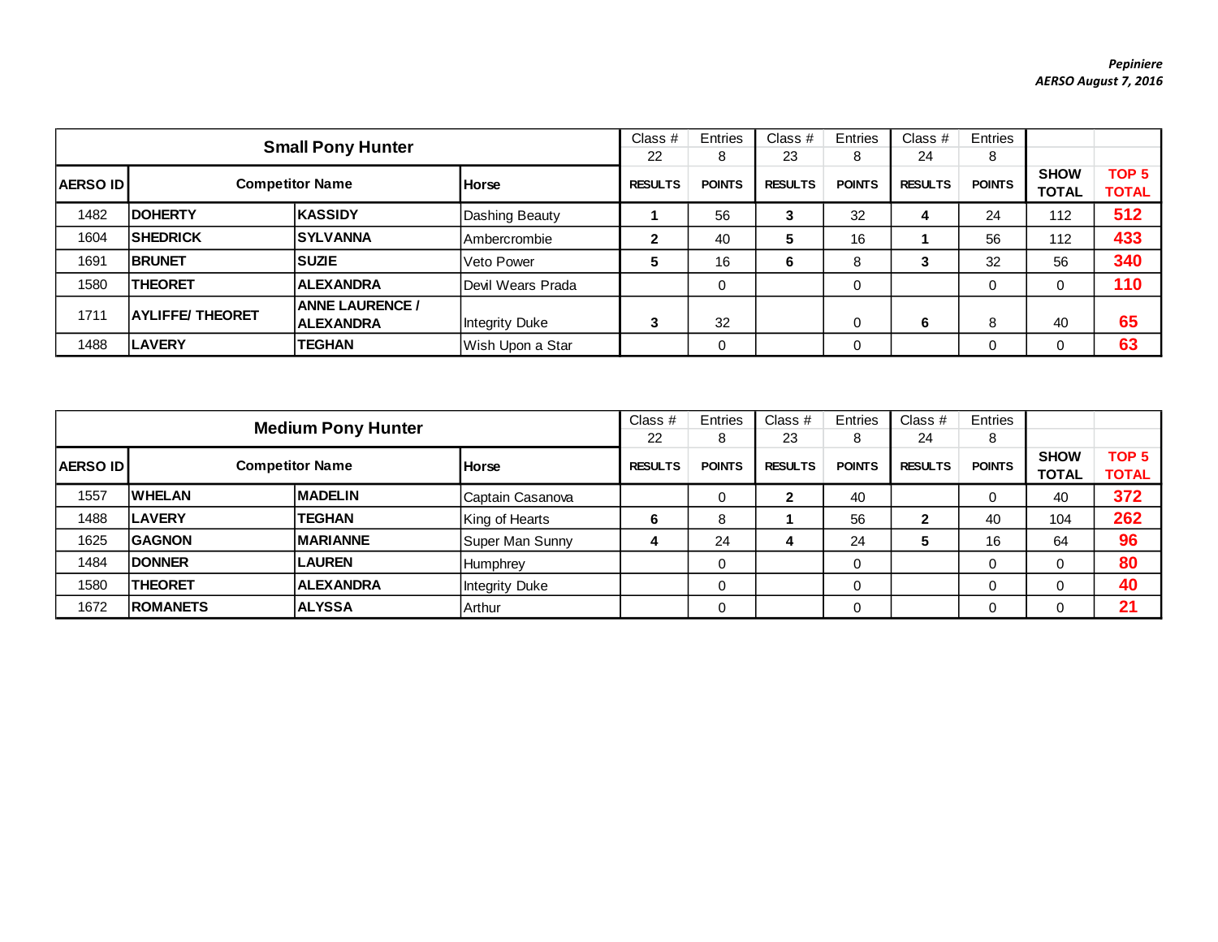*Pepiniere*
*AERSO August 7, 2016*

| Small Pony Hunter | | | | Class # 22 | Entries 8 | Class # 23 | Entries 8 | Class # 24 | Entries 8 | | |
|---|---|---|---|---|---|---|---|---|---|---|---|
| **AERSO ID** | **Competitor Name** | | **Horse** | **RESULTS** | **POINTS** | **RESULTS** | **POINTS** | **RESULTS** | **POINTS** | **SHOW TOTAL** | **TOP 5 TOTAL** |
| 1482 | **DOHERTY** | **KASSIDY** | Dashing Beauty | **1** | 56 | **3** | 32 | **4** | 24 | 112 | **512** |
| 1604 | **SHEDRICK** | **SYLVANNA** | Ambercrombie | **2** | 40 | **5** | 16 | **1** | 56 | 112 | **433** |
| 1691 | **BRUNET** | **SUZIE** | Veto Power | **5** | 16 | **6** | 8 | **3** | 32 | 56 | **340** |
| 1580 | **THEORET** | **ALEXANDRA** | Devil Wears Prada | | 0 | | 0 | | 0 | 0 | **110** |
| 1711 | **AYLIFFE/ THEORET** | **ANNE LAURENCE / ALEXANDRA** | Integrity Duke | **3** | 32 | | 0 | **6** | 8 | 40 | **65** |
| 1488 | **LAVERY** | **TEGHAN** | Wish Upon a Star | | 0 | | 0 | | 0 | 0 | **63** |

| Medium Pony Hunter | | | | Class # 22 | Entries 8 | Class # 23 | Entries 8 | Class # 24 | Entries 8 | | |
|---|---|---|---|---|---|---|---|---|---|---|---|
| **AERSO ID** | **Competitor Name** | | **Horse** | **RESULTS** | **POINTS** | **RESULTS** | **POINTS** | **RESULTS** | **POINTS** | **SHOW TOTAL** | **TOP 5 TOTAL** |
| 1557 | **WHELAN** | **MADELIN** | Captain Casanova | | 0 | **2** | 40 | | 0 | 40 | **372** |
| 1488 | **LAVERY** | **TEGHAN** | King of Hearts | **6** | 8 | **1** | 56 | **2** | 40 | 104 | **262** |
| 1625 | **GAGNON** | **MARIANNE** | Super Man Sunny | **4** | 24 | **4** | 24 | **5** | 16 | 64 | **96** |
| 1484 | **DONNER** | **LAUREN** | Humphrey | | 0 | | 0 | | 0 | 0 | **80** |
| 1580 | **THEORET** | **ALEXANDRA** | Integrity Duke | | 0 | | 0 | | 0 | 0 | **40** |
| 1672 | **ROMANETS** | **ALYSSA** | Arthur | | 0 | | 0 | | 0 | 0 | **21** |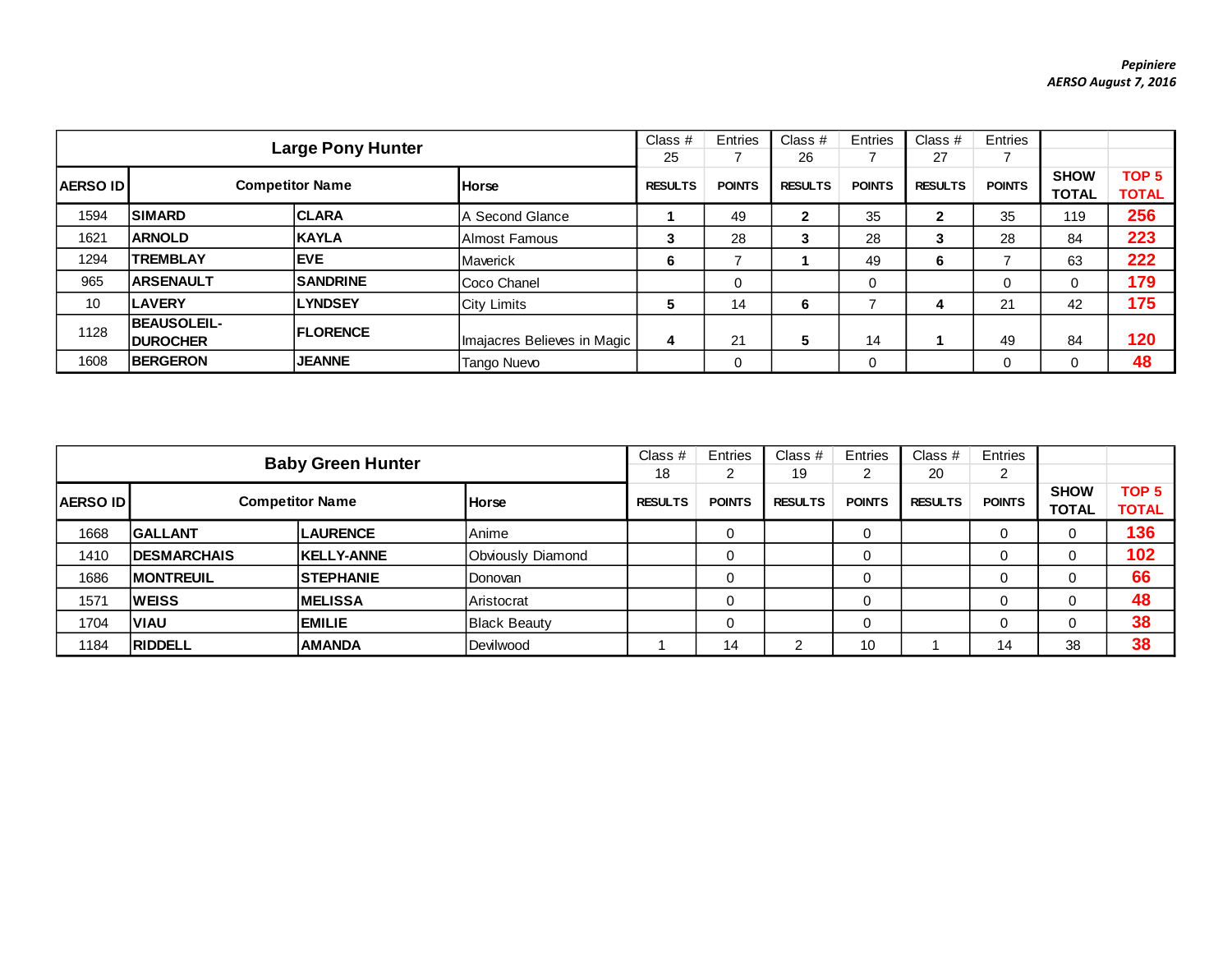*Pepiniere*
*AERSO August 7, 2016*

| Large Pony Hunter | | | | Class # 25 | Entries 7 | Class # 26 | Entries 7 | Class # 27 | Entries 7 | | |
|---|---|---|---|---|---|---|---|---|---|---|---|
| **AERSO ID** | **Competitor Name** | | **Horse** | **RESULTS** | **POINTS** | **RESULTS** | **POINTS** | **RESULTS** | **POINTS** | **SHOW TOTAL** | **TOP 5 TOTAL** |
| 1594 | **SIMARD** | **CLARA** | A Second Glance | **1** | 49 | **2** | 35 | **2** | 35 | 119 | **256** |
| 1621 | **ARNOLD** | **KAYLA** | Almost Famous | **3** | 28 | **3** | 28 | **3** | 28 | 84 | **223** |
| 1294 | **TREMBLAY** | **EVE** | Maverick | **6** | 7 | **1** | 49 | **6** | 7 | 63 | **222** |
| 965 | **ARSENAULT** | **SANDRINE** | Coco Chanel | | 0 | | 0 | | 0 | 0 | **179** |
| 10 | **LAVERY** | **LYNDSEY** | City Limits | **5** | 14 | **6** | 7 | **4** | 21 | 42 | **175** |
| 1128 | **BEAUSOLEIL-DUROCHER** | **FLORENCE** | Imajacres Believes in Magic | **4** | 21 | **5** | 14 | **1** | 49 | 84 | **120** |
| 1608 | **BERGERON** | **JEANNE** | Tango Nuevo | | 0 | | 0 | | 0 | 0 | **48** |

| Baby Green Hunter | | | | Class # 18 | Entries 2 | Class # 19 | Entries 2 | Class # 20 | Entries 2 | | |
|---|---|---|---|---|---|---|---|---|---|---|---|
| **AERSO ID** | **Competitor Name** | | **Horse** | **RESULTS** | **POINTS** | **RESULTS** | **POINTS** | **RESULTS** | **POINTS** | **SHOW TOTAL** | **TOP 5 TOTAL** |
| 1668 | **GALLANT** | **LAURENCE** | Anime | | 0 | | 0 | | 0 | 0 | **136** |
| 1410 | **DESMARCHAIS** | **KELLY-ANNE** | Obviously Diamond | | 0 | | 0 | | 0 | 0 | **102** |
| 1686 | **MONTREUIL** | **STEPHANIE** | Donovan | | 0 | | 0 | | 0 | 0 | **66** |
| 1571 | **WEISS** | **MELISSA** | Aristocrat | | 0 | | 0 | | 0 | 0 | **48** |
| 1704 | **VIAU** | **EMILIE** | Black Beauty | | 0 | | 0 | | 0 | 0 | **38** |
| 1184 | **RIDDELL** | **AMANDA** | Devilwood | 1 | 14 | 2 | 10 | 1 | 14 | 38 | **38** |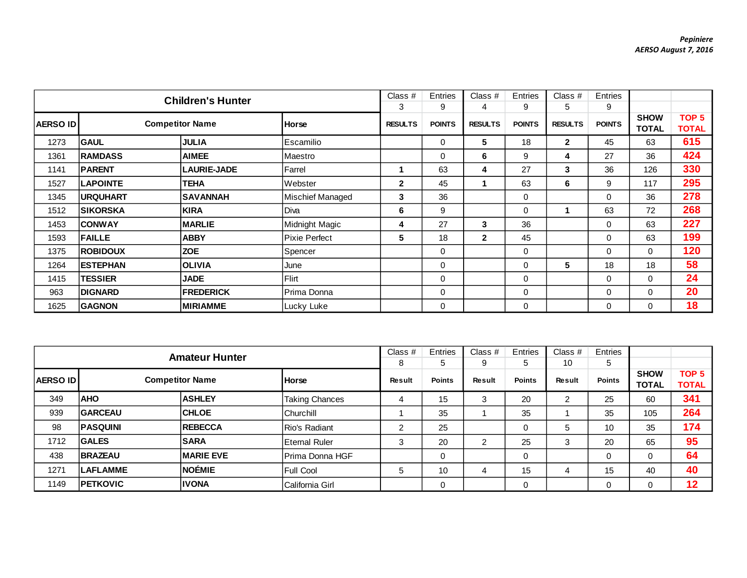*Pepiniere*
*AERSO August 7, 2016*

| Children's Hunter | | | | Class # 3 | Entries 9 | Class # 4 | Entries 9 | Class # 5 | Entries 9 | | |
|---|---|---|---|---|---|---|---|---|---|---|---|
| **AERSO ID** | **Competitor Name** | | **Horse** | **RESULTS** | **POINTS** | **RESULTS** | **POINTS** | **RESULTS** | **POINTS** | **SHOW TOTAL** | **TOP 5 TOTAL** |
| 1273 | **GAUL** | **JULIA** | Escamilio | | 0 | **5** | 18 | **2** | 45 | 63 | **615** |
| 1361 | **RAMDASS** | **AIMEE** | Maestro | | 0 | **6** | 9 | **4** | 27 | 36 | **424** |
| 1141 | **PARENT** | **LAURIE-JADE** | Farrel | **1** | 63 | **4** | 27 | **3** | 36 | 126 | **330** |
| 1527 | **LAPOINTE** | **TEHA** | Webster | **2** | 45 | **1** | 63 | **6** | 9 | 117 | **295** |
| 1345 | **URQUHART** | **SAVANNAH** | Mischief Managed | **3** | 36 | | 0 | | 0 | 36 | **278** |
| 1512 | **SIKORSKA** | **KIRA** | Diva | **6** | 9 | | 0 | **1** | 63 | 72 | **268** |
| 1453 | **CONWAY** | **MARLIE** | Midnight Magic | **4** | 27 | **3** | 36 | | 0 | 63 | **227** |
| 1593 | **FAILLE** | **ABBY** | Pixie Perfect | **5** | 18 | **2** | 45 | | 0 | 63 | **199** |
| 1375 | **ROBIDOUX** | **ZOE** | Spencer | | 0 | | 0 | | 0 | 0 | **120** |
| 1264 | **ESTEPHAN** | **OLIVIA** | June | | 0 | | 0 | **5** | 18 | 18 | **58** |
| 1415 | **TESSIER** | **JADE** | Flirt | | 0 | | 0 | | 0 | 0 | **24** |
| 963 | **DIGNARD** | **FREDERICK** | Prima Donna | | 0 | | 0 | | 0 | 0 | **20** |
| 1625 | **GAGNON** | **MIRIAMME** | Lucky Luke | | 0 | | 0 | | 0 | 0 | **18** |

| Amateur Hunter | | | | Class # 8 | Entries 5 | Class # 9 | Entries 5 | Class # 10 | Entries 5 | | |
|---|---|---|---|---|---|---|---|---|---|---|---|
| **AERSO ID** | **Competitor Name** | | **Horse** | **Result** | **Points** | **Result** | **Points** | **Result** | **Points** | **SHOW TOTAL** | **TOP 5 TOTAL** |
| 349 | **AHO** | **ASHLEY** | Taking Chances | 4 | 15 | 3 | 20 | 2 | 25 | 60 | **341** |
| 939 | **GARCEAU** | **CHLOE** | Churchill | 1 | 35 | 1 | 35 | 1 | 35 | 105 | **264** |
| 98 | **PASQUINI** | **REBECCA** | Rio's Radiant | 2 | 25 | | 0 | 5 | 10 | 35 | **174** |
| 1712 | **GALES** | **SARA** | Eternal Ruler | 3 | 20 | 2 | 25 | 3 | 20 | 65 | **95** |
| 438 | **BRAZEAU** | **MARIE EVE** | Prima Donna HGF | | 0 | | 0 | | 0 | 0 | **64** |
| 1271 | **LAFLAMME** | **NOÉMIE** | Full Cool | 5 | 10 | 4 | 15 | 4 | 15 | 40 | **40** |
| 1149 | **PETKOVIC** | **IVONA** | California Girl | | 0 | | 0 | | 0 | 0 | **12** |